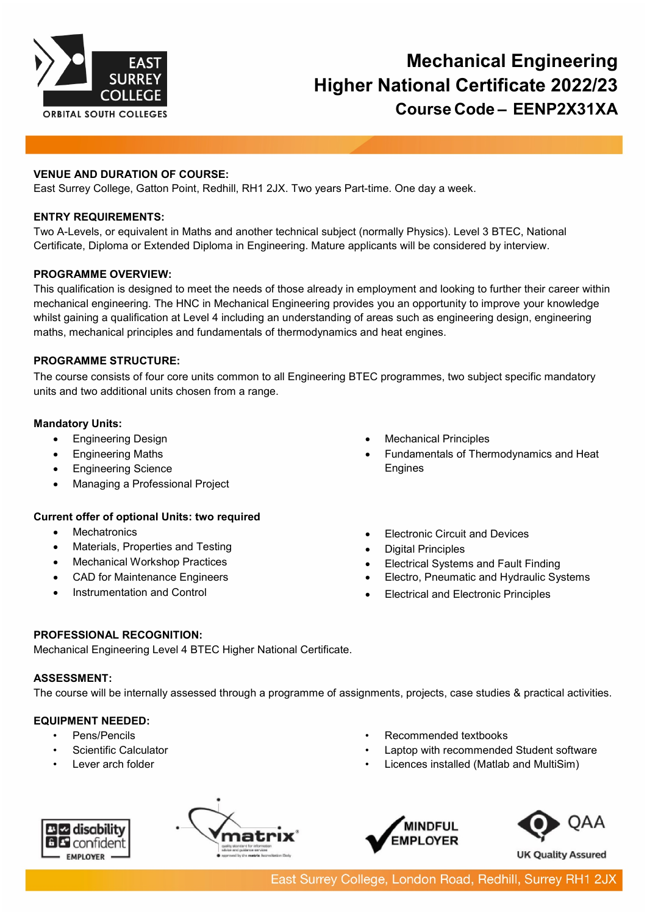EAST SURREY COLLEGE
ORBITAL SOUTH COLLEGES

# Mechanical Engineering
# Higher National Certificate 2022/23
## Course Code – EENP2X31XA

**VENUE AND DURATION OF COURSE:**
East Surrey College, Gatton Point, Redhill, RH1 2JX. Two years Part-time. One day a week.

**ENTRY REQUIREMENTS:**
Two A-Levels, or equivalent in Maths and another technical subject (normally Physics). Level 3 BTEC, National Certificate, Diploma or Extended Diploma in Engineering. Mature applicants will be considered by interview.

**PROGRAMME OVERVIEW:**
This qualification is designed to meet the needs of those already in employment and looking to further their career within mechanical engineering. The HNC in Mechanical Engineering provides you an opportunity to improve your knowledge whilst gaining a qualification at Level 4 including an understanding of areas such as engineering design, engineering maths, mechanical principles and fundamentals of thermodynamics and heat engines.

**PROGRAMME STRUCTURE:**
The course consists of four core units common to all Engineering BTEC programmes, two subject specific mandatory units and two additional units chosen from a range.

**Mandatory Units:**

- Engineering Design
- Engineering Maths
- Engineering Science
- Managing a Professional Project
- Mechanical Principles
- Fundamentals of Thermodynamics and Heat Engines

**Current offer of optional Units: two required**

- Mechatronics
- Materials, Properties and Testing
- Mechanical Workshop Practices
- CAD for Maintenance Engineers
- Instrumentation and Control
- Electronic Circuit and Devices
- Digital Principles
- Electrical Systems and Fault Finding
- Electro, Pneumatic and Hydraulic Systems
- Electrical and Electronic Principles

**PROFESSIONAL RECOGNITION:**
Mechanical Engineering Level 4 BTEC Higher National Certificate.

**ASSESSMENT:**
The course will be internally assessed through a programme of assignments, projects, case studies & practical activities.

**EQUIPMENT NEEDED:**

- Pens/Pencils
- Scientific Calculator
- Lever arch folder
- Recommended textbooks
- Laptop with recommended Student software
- Licences installed (Matlab and MultiSim)

disability confident EMPLOYER | matrix | MINDFUL EMPLOYER | QAA UK Quality Assured

East Surrey College, London Road, Redhill, Surrey RH1 2JX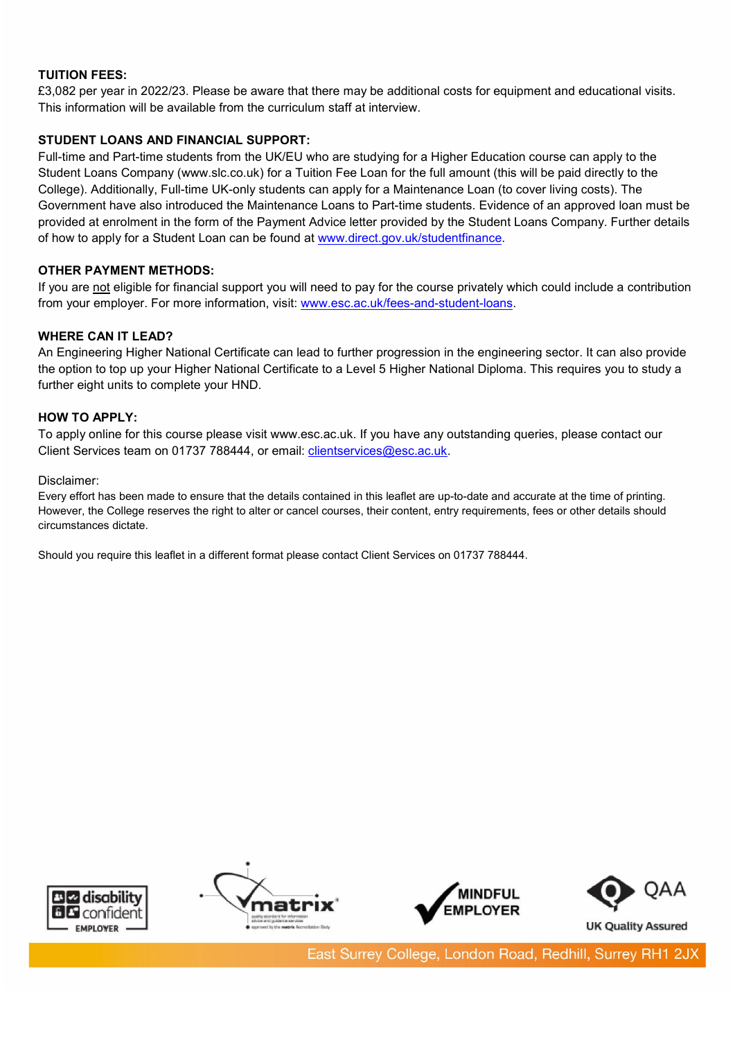**TUITION FEES:**
£3,082 per year in 2022/23. Please be aware that there may be additional costs for equipment and educational visits. This information will be available from the curriculum staff at interview.

**STUDENT LOANS AND FINANCIAL SUPPORT:**
Full-time and Part-time students from the UK/EU who are studying for a Higher Education course can apply to the Student Loans Company (www.slc.co.uk) for a Tuition Fee Loan for the full amount (this will be paid directly to the College). Additionally, Full-time UK-only students can apply for a Maintenance Loan (to cover living costs). The Government have also introduced the Maintenance Loans to Part-time students. Evidence of an approved loan must be provided at enrolment in the form of the Payment Advice letter provided by the Student Loans Company. Further details of how to apply for a Student Loan can be found at www.direct.gov.uk/studentfinance.

**OTHER PAYMENT METHODS:**
If you are not eligible for financial support you will need to pay for the course privately which could include a contribution from your employer. For more information, visit: www.esc.ac.uk/fees-and-student-loans.

**WHERE CAN IT LEAD?**
An Engineering Higher National Certificate can lead to further progression in the engineering sector. It can also provide the option to top up your Higher National Certificate to a Level 5 Higher National Diploma. This requires you to study a further eight units to complete your HND.

**HOW TO APPLY:**
To apply online for this course please visit www.esc.ac.uk. If you have any outstanding queries, please contact our Client Services team on 01737 788444, or email: clientservices@esc.ac.uk.

Disclaimer:
Every effort has been made to ensure that the details contained in this leaflet are up-to-date and accurate at the time of printing. However, the College reserves the right to alter or cancel courses, their content, entry requirements, fees or other details should circumstances dictate.

Should you require this leaflet in a different format please contact Client Services on 01737 788444.

disability confident EMPLOYER

matrix

MINDFUL EMPLOYER

QAA UK Quality Assured

East Surrey College, London Road, Redhill, Surrey RH1 2JX